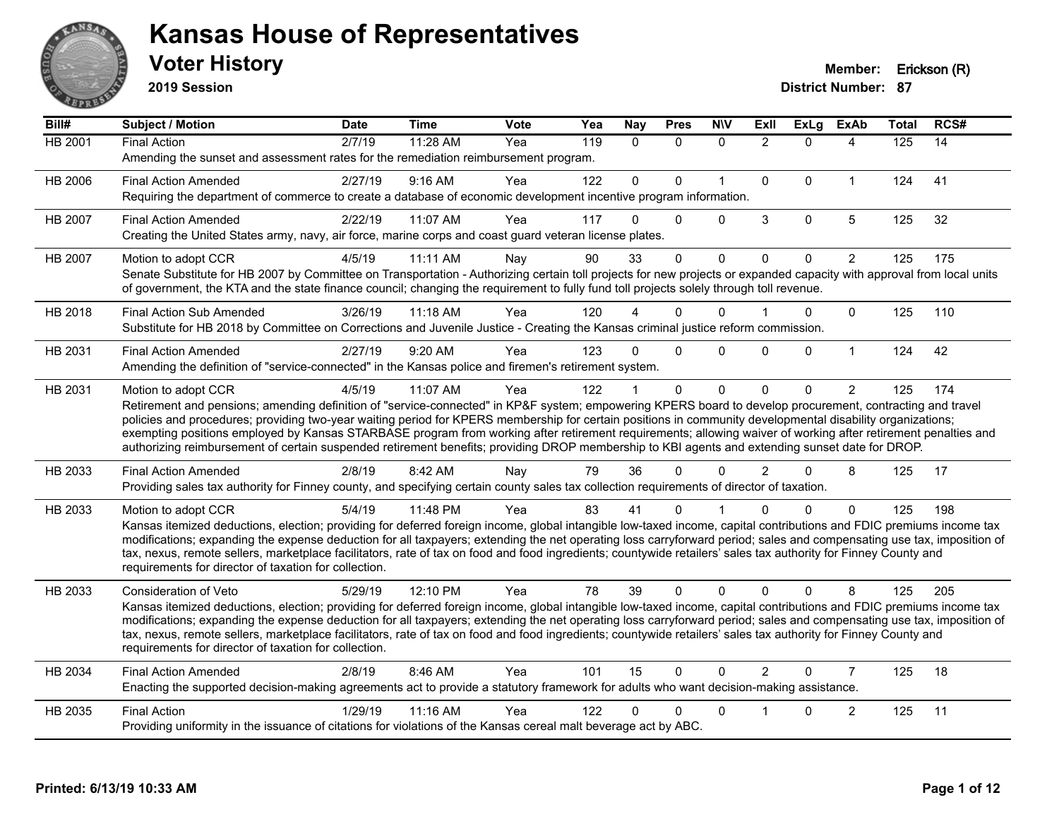# Kansas House of Representatives

## Voter History

**2019 Session**

**Member:** Erickson (R)
**District Number:** 87

| Bill# | Subject / Motion | Date | Time | Vote | Yea | Nay | Pres | N\V | ExII | ExLg | ExAb | Total | RCS# |
|---|---|---|---|---|---|---|---|---|---|---|---|---|---|
| HB 2001 | Final Action | 2/7/19 | 11:28 AM | Yea | 119 | 0 | 0 | 0 | 2 | 0 | 4 | 125 | 14 |
| | Amending the sunset and assessment rates for the remediation reimbursement program. | | | | | | | | | | | | |
| HB 2006 | Final Action Amended | 2/27/19 | 9:16 AM | Yea | 122 | 0 | 0 | 1 | 0 | 0 | 1 | 124 | 41 |
| | Requiring the department of commerce to create a database of economic development incentive program information. | | | | | | | | | | | | |
| HB 2007 | Final Action Amended | 2/22/19 | 11:07 AM | Yea | 117 | 0 | 0 | 0 | 3 | 0 | 5 | 125 | 32 |
| | Creating the United States army, navy, air force, marine corps and coast guard veteran license plates. | | | | | | | | | | | | |
| HB 2007 | Motion to adopt CCR | 4/5/19 | 11:11 AM | Nay | 90 | 33 | 0 | 0 | 0 | 0 | 2 | 125 | 175 |
| | Senate Substitute for HB 2007 by Committee on Transportation - Authorizing certain toll projects for new projects or expanded capacity with approval from local units of government, the KTA and the state finance council; changing the requirement to fully fund toll projects solely through toll revenue. | | | | | | | | | | | | |
| HB 2018 | Final Action Sub Amended | 3/26/19 | 11:18 AM | Yea | 120 | 4 | 0 | 0 | 1 | 0 | 0 | 125 | 110 |
| | Substitute for HB 2018 by Committee on Corrections and Juvenile Justice - Creating the Kansas criminal justice reform commission. | | | | | | | | | | | | |
| HB 2031 | Final Action Amended | 2/27/19 | 9:20 AM | Yea | 123 | 0 | 0 | 0 | 0 | 0 | 1 | 124 | 42 |
| | Amending the definition of "service-connected" in the Kansas police and firemen's retirement system. | | | | | | | | | | | | |
| HB 2031 | Motion to adopt CCR | 4/5/19 | 11:07 AM | Yea | 122 | 1 | 0 | 0 | 0 | 0 | 2 | 125 | 174 |
| | Retirement and pensions; amending definition of "service-connected" in KP&F system; empowering KPERS board to develop procurement, contracting and travel policies and procedures; providing two-year waiting period for KPERS membership for certain positions in community developmental disability organizations; exempting positions employed by Kansas STARBASE program from working after retirement requirements; allowing waiver of working after retirement penalties and authorizing reimbursement of certain suspended retirement benefits; providing DROP membership to KBI agents and extending sunset date for DROP. | | | | | | | | | | | | |
| HB 2033 | Final Action Amended | 2/8/19 | 8:42 AM | Nay | 79 | 36 | 0 | 0 | 2 | 0 | 8 | 125 | 17 |
| | Providing sales tax authority for Finney county, and specifying certain county sales tax collection requirements of director of taxation. | | | | | | | | | | | | |
| HB 2033 | Motion to adopt CCR | 5/4/19 | 11:48 PM | Yea | 83 | 41 | 0 | 1 | 0 | 0 | 0 | 125 | 198 |
| | Kansas itemized deductions, election; providing for deferred foreign income, global intangible low-taxed income, capital contributions and FDIC premiums income tax modifications; expanding the expense deduction for all taxpayers; extending the net operating loss carryforward period; sales and compensating use tax, imposition of tax, nexus, remote sellers, marketplace facilitators, rate of tax on food and food ingredients; countywide retailers' sales tax authority for Finney County and requirements for director of taxation for collection. | | | | | | | | | | | | |
| HB 2033 | Consideration of Veto | 5/29/19 | 12:10 PM | Yea | 78 | 39 | 0 | 0 | 0 | 0 | 8 | 125 | 205 |
| | Kansas itemized deductions, election; providing for deferred foreign income, global intangible low-taxed income, capital contributions and FDIC premiums income tax modifications; expanding the expense deduction for all taxpayers; extending the net operating loss carryforward period; sales and compensating use tax, imposition of tax, nexus, remote sellers, marketplace facilitators, rate of tax on food and food ingredients; countywide retailers' sales tax authority for Finney County and requirements for director of taxation for collection. | | | | | | | | | | | | |
| HB 2034 | Final Action Amended | 2/8/19 | 8:46 AM | Yea | 101 | 15 | 0 | 0 | 2 | 0 | 7 | 125 | 18 |
| | Enacting the supported decision-making agreements act to provide a statutory framework for adults who want decision-making assistance. | | | | | | | | | | | | |
| HB 2035 | Final Action | 1/29/19 | 11:16 AM | Yea | 122 | 0 | 0 | 0 | 1 | 0 | 2 | 125 | 11 |
| | Providing uniformity in the issuance of citations for violations of the Kansas cereal malt beverage act by ABC. | | | | | | | | | | | | |

**Printed: 6/13/19 10:33 AM**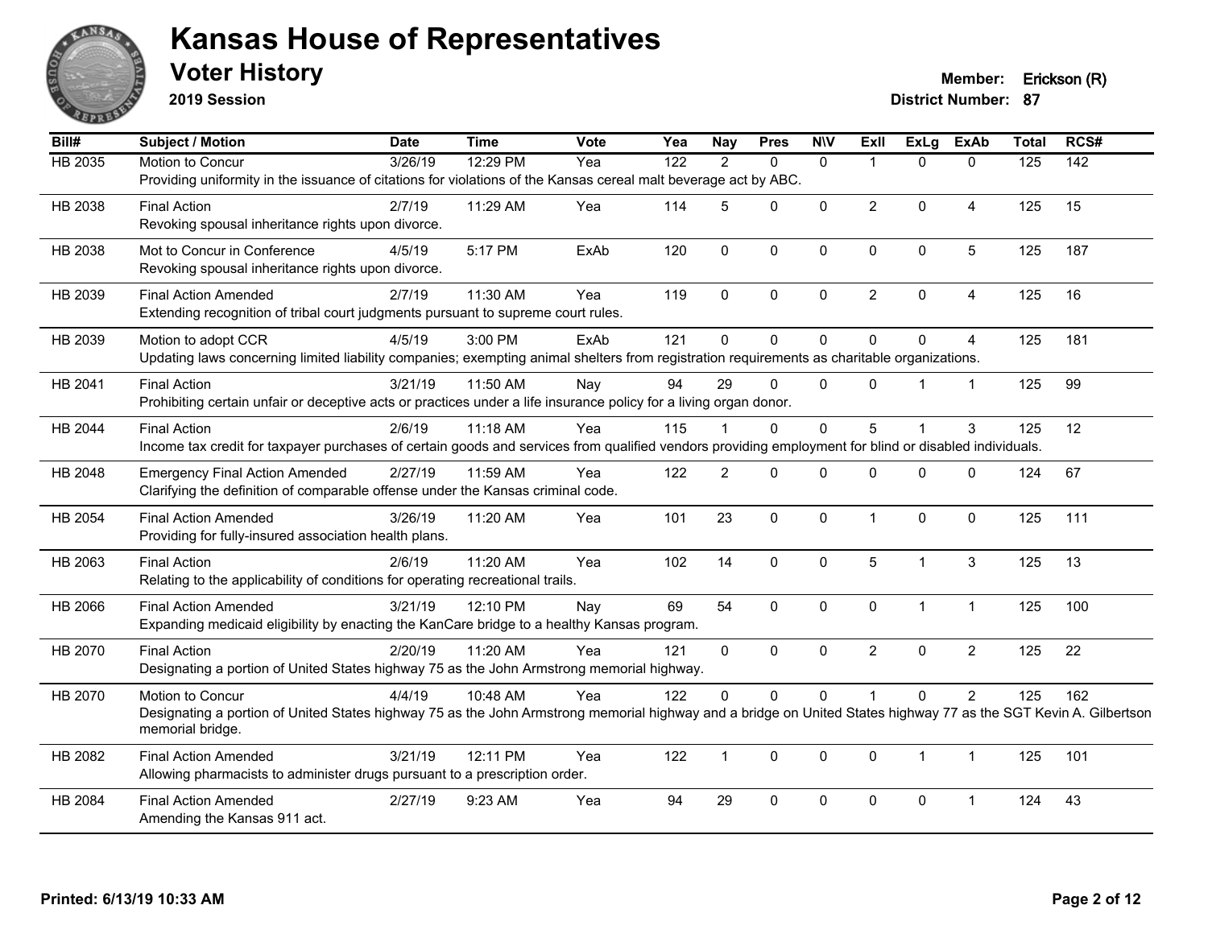# Kansas House of Representatives

## Voter History

**2019 Session**

**Member:** Erickson (R)
**District Number:** 87

| Bill# | Subject / Motion | Date | Time | Vote | Yea | Nay | Pres | N\V | ExII | ExLg | ExAb | Total | RCS# |
|---|---|---|---|---|---|---|---|---|---|---|---|---|---|
| HB 2035 | Motion to Concur | 3/26/19 | 12:29 PM | Yea | 122 | 2 | 0 | 0 | 1 | 0 | 0 | 125 | 142 |
| | Providing uniformity in the issuance of citations for violations of the Kansas cereal malt beverage act by ABC. | | | | | | | | | | | | |
| HB 2038 | Final Action | 2/7/19 | 11:29 AM | Yea | 114 | 5 | 0 | 0 | 2 | 0 | 4 | 125 | 15 |
| | Revoking spousal inheritance rights upon divorce. | | | | | | | | | | | | |
| HB 2038 | Mot to Concur in Conference | 4/5/19 | 5:17 PM | ExAb | 120 | 0 | 0 | 0 | 0 | 0 | 5 | 125 | 187 |
| | Revoking spousal inheritance rights upon divorce. | | | | | | | | | | | | |
| HB 2039 | Final Action Amended | 2/7/19 | 11:30 AM | Yea | 119 | 0 | 0 | 0 | 2 | 0 | 4 | 125 | 16 |
| | Extending recognition of tribal court judgments pursuant to supreme court rules. | | | | | | | | | | | | |
| HB 2039 | Motion to adopt CCR | 4/5/19 | 3:00 PM | ExAb | 121 | 0 | 0 | 0 | 0 | 0 | 4 | 125 | 181 |
| | Updating laws concerning limited liability companies; exempting animal shelters from registration requirements as charitable organizations. | | | | | | | | | | | | |
| HB 2041 | Final Action | 3/21/19 | 11:50 AM | Nay | 94 | 29 | 0 | 0 | 0 | 1 | 1 | 125 | 99 |
| | Prohibiting certain unfair or deceptive acts or practices under a life insurance policy for a living organ donor. | | | | | | | | | | | | |
| HB 2044 | Final Action | 2/6/19 | 11:18 AM | Yea | 115 | 1 | 0 | 0 | 5 | 1 | 3 | 125 | 12 |
| | Income tax credit for taxpayer purchases of certain goods and services from qualified vendors providing employment for blind or disabled individuals. | | | | | | | | | | | | |
| HB 2048 | Emergency Final Action Amended | 2/27/19 | 11:59 AM | Yea | 122 | 2 | 0 | 0 | 0 | 0 | 0 | 124 | 67 |
| | Clarifying the definition of comparable offense under the Kansas criminal code. | | | | | | | | | | | | |
| HB 2054 | Final Action Amended | 3/26/19 | 11:20 AM | Yea | 101 | 23 | 0 | 0 | 1 | 0 | 0 | 125 | 111 |
| | Providing for fully-insured association health plans. | | | | | | | | | | | | |
| HB 2063 | Final Action | 2/6/19 | 11:20 AM | Yea | 102 | 14 | 0 | 0 | 5 | 1 | 3 | 125 | 13 |
| | Relating to the applicability of conditions for operating recreational trails. | | | | | | | | | | | | |
| HB 2066 | Final Action Amended | 3/21/19 | 12:10 PM | Nay | 69 | 54 | 0 | 0 | 0 | 1 | 1 | 125 | 100 |
| | Expanding medicaid eligibility by enacting the KanCare bridge to a healthy Kansas program. | | | | | | | | | | | | |
| HB 2070 | Final Action | 2/20/19 | 11:20 AM | Yea | 121 | 0 | 0 | 0 | 2 | 0 | 2 | 125 | 22 |
| | Designating a portion of United States highway 75 as the John Armstrong memorial highway. | | | | | | | | | | | | |
| HB 2070 | Motion to Concur | 4/4/19 | 10:48 AM | Yea | 122 | 0 | 0 | 0 | 1 | 0 | 2 | 125 | 162 |
| | Designating a portion of United States highway 75 as the John Armstrong memorial highway and a bridge on United States highway 77 as the SGT Kevin A. Gilbertson memorial bridge. | | | | | | | | | | | | |
| HB 2082 | Final Action Amended | 3/21/19 | 12:11 PM | Yea | 122 | 1 | 0 | 0 | 0 | 1 | 1 | 125 | 101 |
| | Allowing pharmacists to administer drugs pursuant to a prescription order. | | | | | | | | | | | | |
| HB 2084 | Final Action Amended | 2/27/19 | 9:23 AM | Yea | 94 | 29 | 0 | 0 | 0 | 0 | 1 | 124 | 43 |
| | Amending the Kansas 911 act. | | | | | | | | | | | | |

Printed: 6/13/19 10:33 AM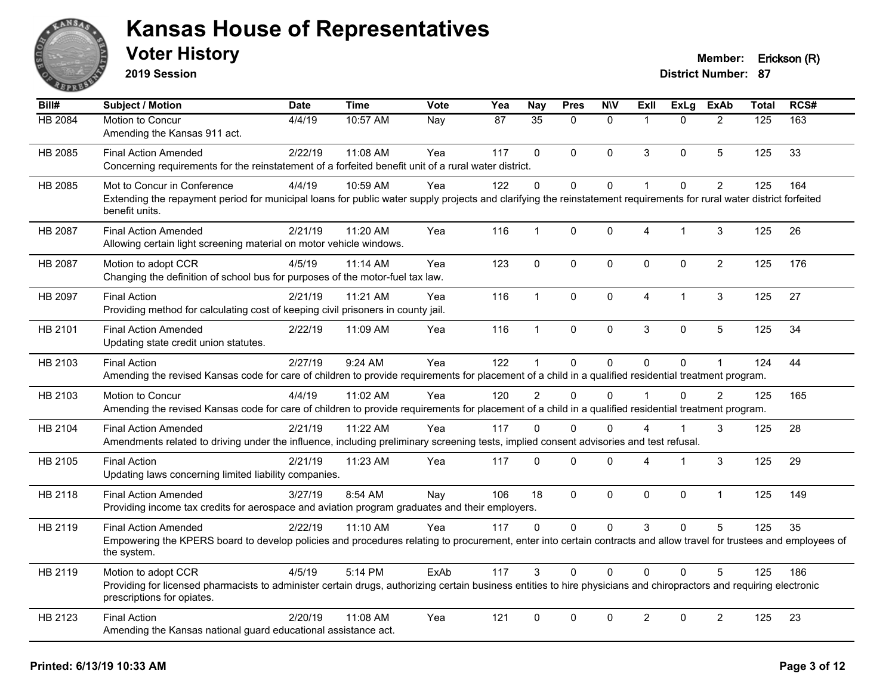# Kansas House of Representatives

## Voter History

**2019 Session**

**Member:** Erickson (R)
**District Number:** 87

| Bill# | Subject / Motion | Date | Time | Vote | Yea | Nay | Pres | N\V | ExII | ExLg | ExAb | Total | RCS# |
|---|---|---|---|---|---|---|---|---|---|---|---|---|---|
| HB 2084 | Motion to Concur<br>Amending the Kansas 911 act. | 4/4/19 | 10:57 AM | Nay | 87 | 35 | 0 | 0 | 1 | 0 | 2 | 125 | 163 |
| HB 2085 | Final Action Amended<br>Concerning requirements for the reinstatement of a forfeited benefit unit of a rural water district. | 2/22/19 | 11:08 AM | Yea | 117 | 0 | 0 | 0 | 3 | 0 | 5 | 125 | 33 |
| HB 2085 | Mot to Concur in Conference<br>Extending the repayment period for municipal loans for public water supply projects and clarifying the reinstatement requirements for rural water district forfeited benefit units. | 4/4/19 | 10:59 AM | Yea | 122 | 0 | 0 | 0 | 1 | 0 | 2 | 125 | 164 |
| HB 2087 | Final Action Amended<br>Allowing certain light screening material on motor vehicle windows. | 2/21/19 | 11:20 AM | Yea | 116 | 1 | 0 | 0 | 4 | 1 | 3 | 125 | 26 |
| HB 2087 | Motion to adopt CCR<br>Changing the definition of school bus for purposes of the motor-fuel tax law. | 4/5/19 | 11:14 AM | Yea | 123 | 0 | 0 | 0 | 0 | 0 | 2 | 125 | 176 |
| HB 2097 | Final Action<br>Providing method for calculating cost of keeping civil prisoners in county jail. | 2/21/19 | 11:21 AM | Yea | 116 | 1 | 0 | 0 | 4 | 1 | 3 | 125 | 27 |
| HB 2101 | Final Action Amended<br>Updating state credit union statutes. | 2/22/19 | 11:09 AM | Yea | 116 | 1 | 0 | 0 | 3 | 0 | 5 | 125 | 34 |
| HB 2103 | Final Action<br>Amending the revised Kansas code for care of children to provide requirements for placement of a child in a qualified residential treatment program. | 2/27/19 | 9:24 AM | Yea | 122 | 1 | 0 | 0 | 0 | 0 | 1 | 124 | 44 |
| HB 2103 | Motion to Concur<br>Amending the revised Kansas code for care of children to provide requirements for placement of a child in a qualified residential treatment program. | 4/4/19 | 11:02 AM | Yea | 120 | 2 | 0 | 0 | 1 | 0 | 2 | 125 | 165 |
| HB 2104 | Final Action Amended<br>Amendments related to driving under the influence, including preliminary screening tests, implied consent advisories and test refusal. | 2/21/19 | 11:22 AM | Yea | 117 | 0 | 0 | 0 | 4 | 1 | 3 | 125 | 28 |
| HB 2105 | Final Action<br>Updating laws concerning limited liability companies. | 2/21/19 | 11:23 AM | Yea | 117 | 0 | 0 | 0 | 4 | 1 | 3 | 125 | 29 |
| HB 2118 | Final Action Amended<br>Providing income tax credits for aerospace and aviation program graduates and their employers. | 3/27/19 | 8:54 AM | Nay | 106 | 18 | 0 | 0 | 0 | 0 | 1 | 125 | 149 |
| HB 2119 | Final Action Amended<br>Empowering the KPERS board to develop policies and procedures relating to procurement, enter into certain contracts and allow travel for trustees and employees of the system. | 2/22/19 | 11:10 AM | Yea | 117 | 0 | 0 | 0 | 3 | 0 | 5 | 125 | 35 |
| HB 2119 | Motion to adopt CCR<br>Providing for licensed pharmacists to administer certain drugs, authorizing certain business entities to hire physicians and chiropractors and requiring electronic prescriptions for opiates. | 4/5/19 | 5:14 PM | ExAb | 117 | 3 | 0 | 0 | 0 | 0 | 5 | 125 | 186 |
| HB 2123 | Final Action<br>Amending the Kansas national guard educational assistance act. | 2/20/19 | 11:08 AM | Yea | 121 | 0 | 0 | 0 | 2 | 0 | 2 | 125 | 23 |

**Printed: 6/13/19 10:33 AM**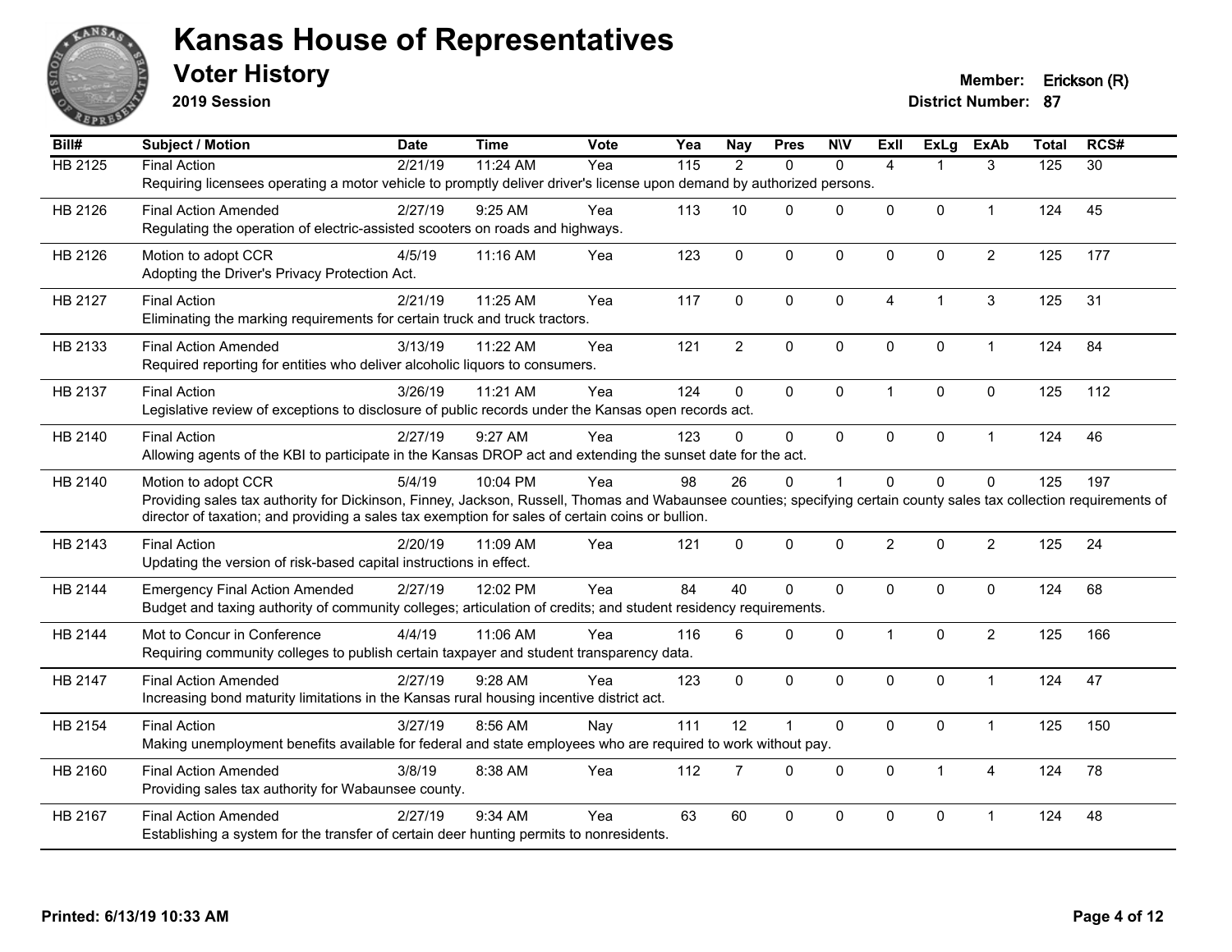# Kansas House of Representatives

## Voter History

**2019 Session**

**Member:** Erickson (R)
**District Number:** 87

| Bill# | Subject / Motion | Date | Time | Vote | Yea | Nay | Pres | N\V | ExII | ExLg | ExAb | Total | RCS# |
|---|---|---|---|---|---|---|---|---|---|---|---|---|---|
| HB 2125 | Final Action | 2/21/19 | 11:24 AM | Yea | 115 | 2 | 0 | 0 | 4 | 1 | 3 | 125 | 30 |
| | Requiring licensees operating a motor vehicle to promptly deliver driver's license upon demand by authorized persons. | | | | | | | | | | | | |
| HB 2126 | Final Action Amended | 2/27/19 | 9:25 AM | Yea | 113 | 10 | 0 | 0 | 0 | 0 | 1 | 124 | 45 |
| | Regulating the operation of electric-assisted scooters on roads and highways. | | | | | | | | | | | | |
| HB 2126 | Motion to adopt CCR | 4/5/19 | 11:16 AM | Yea | 123 | 0 | 0 | 0 | 0 | 0 | 2 | 125 | 177 |
| | Adopting the Driver's Privacy Protection Act. | | | | | | | | | | | | |
| HB 2127 | Final Action | 2/21/19 | 11:25 AM | Yea | 117 | 0 | 0 | 0 | 4 | 1 | 3 | 125 | 31 |
| | Eliminating the marking requirements for certain truck and truck tractors. | | | | | | | | | | | | |
| HB 2133 | Final Action Amended | 3/13/19 | 11:22 AM | Yea | 121 | 2 | 0 | 0 | 0 | 0 | 1 | 124 | 84 |
| | Required reporting for entities who deliver alcoholic liquors to consumers. | | | | | | | | | | | | |
| HB 2137 | Final Action | 3/26/19 | 11:21 AM | Yea | 124 | 0 | 0 | 0 | 1 | 0 | 0 | 125 | 112 |
| | Legislative review of exceptions to disclosure of public records under the Kansas open records act. | | | | | | | | | | | | |
| HB 2140 | Final Action | 2/27/19 | 9:27 AM | Yea | 123 | 0 | 0 | 0 | 0 | 0 | 1 | 124 | 46 |
| | Allowing agents of the KBI to participate in the Kansas DROP act and extending the sunset date for the act. | | | | | | | | | | | | |
| HB 2140 | Motion to adopt CCR | 5/4/19 | 10:04 PM | Yea | 98 | 26 | 0 | 1 | 0 | 0 | 0 | 125 | 197 |
| | Providing sales tax authority for Dickinson, Finney, Jackson, Russell, Thomas and Wabaunsee counties; specifying certain county sales tax collection requirements of director of taxation; and providing a sales tax exemption for sales of certain coins or bullion. | | | | | | | | | | | | |
| HB 2143 | Final Action | 2/20/19 | 11:09 AM | Yea | 121 | 0 | 0 | 0 | 2 | 0 | 2 | 125 | 24 |
| | Updating the version of risk-based capital instructions in effect. | | | | | | | | | | | | |
| HB 2144 | Emergency Final Action Amended | 2/27/19 | 12:02 PM | Yea | 84 | 40 | 0 | 0 | 0 | 0 | 0 | 124 | 68 |
| | Budget and taxing authority of community colleges; articulation of credits; and student residency requirements. | | | | | | | | | | | | |
| HB 2144 | Mot to Concur in Conference | 4/4/19 | 11:06 AM | Yea | 116 | 6 | 0 | 0 | 1 | 0 | 2 | 125 | 166 |
| | Requiring community colleges to publish certain taxpayer and student transparency data. | | | | | | | | | | | | |
| HB 2147 | Final Action Amended | 2/27/19 | 9:28 AM | Yea | 123 | 0 | 0 | 0 | 0 | 0 | 1 | 124 | 47 |
| | Increasing bond maturity limitations in the Kansas rural housing incentive district act. | | | | | | | | | | | | |
| HB 2154 | Final Action | 3/27/19 | 8:56 AM | Nay | 111 | 12 | 1 | 0 | 0 | 0 | 1 | 125 | 150 |
| | Making unemployment benefits available for federal and state employees who are required to work without pay. | | | | | | | | | | | | |
| HB 2160 | Final Action Amended | 3/8/19 | 8:38 AM | Yea | 112 | 7 | 0 | 0 | 0 | 1 | 4 | 124 | 78 |
| | Providing sales tax authority for Wabaunsee county. | | | | | | | | | | | | |
| HB 2167 | Final Action Amended | 2/27/19 | 9:34 AM | Yea | 63 | 60 | 0 | 0 | 0 | 0 | 1 | 124 | 48 |
| | Establishing a system for the transfer of certain deer hunting permits to nonresidents. | | | | | | | | | | | | |

**Printed: 6/13/19 10:33 AM**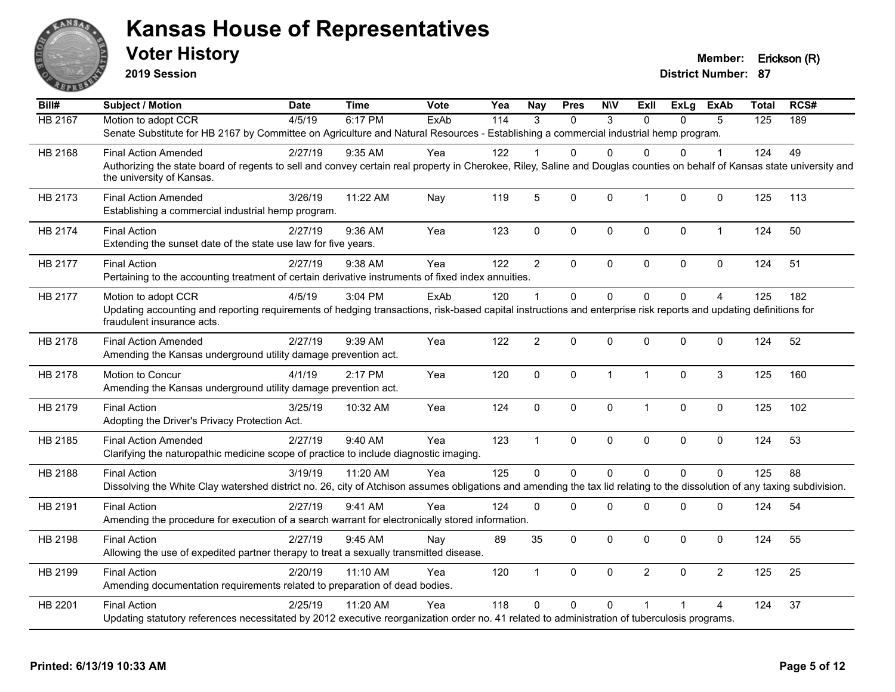# Kansas House of Representatives

## Voter History

**2019 Session**

**Member:** Erickson (R)
**District Number:** 87

| Bill# | Subject / Motion | Date | Time | Vote | Yea | Nay | Pres | N\V | ExII | ExLg | ExAb | Total | RCS# |
|---|---|---|---|---|---|---|---|---|---|---|---|---|---|
| HB 2167 | Motion to adopt CCR | 4/5/19 | 6:17 PM | ExAb | 114 | 3 | 0 | 3 | 0 | 0 | 5 | 125 | 189 |
| | Senate Substitute for HB 2167 by Committee on Agriculture and Natural Resources - Establishing a commercial industrial hemp program. | | | | | | | | | | | | |
| HB 2168 | Final Action Amended | 2/27/19 | 9:35 AM | Yea | 122 | 1 | 0 | 0 | 0 | 0 | 1 | 124 | 49 |
| | Authorizing the state board of regents to sell and convey certain real property in Cherokee, Riley, Saline and Douglas counties on behalf of Kansas state university and the university of Kansas. | | | | | | | | | | | | |
| HB 2173 | Final Action Amended | 3/26/19 | 11:22 AM | Nay | 119 | 5 | 0 | 0 | 1 | 0 | 0 | 125 | 113 |
| | Establishing a commercial industrial hemp program. | | | | | | | | | | | | |
| HB 2174 | Final Action | 2/27/19 | 9:36 AM | Yea | 123 | 0 | 0 | 0 | 0 | 0 | 1 | 124 | 50 |
| | Extending the sunset date of the state use law for five years. | | | | | | | | | | | | |
| HB 2177 | Final Action | 2/27/19 | 9:38 AM | Yea | 122 | 2 | 0 | 0 | 0 | 0 | 0 | 124 | 51 |
| | Pertaining to the accounting treatment of certain derivative instruments of fixed index annuities. | | | | | | | | | | | | |
| HB 2177 | Motion to adopt CCR | 4/5/19 | 3:04 PM | ExAb | 120 | 1 | 0 | 0 | 0 | 0 | 4 | 125 | 182 |
| | Updating accounting and reporting requirements of hedging transactions, risk-based capital instructions and enterprise risk reports and updating definitions for fraudulent insurance acts. | | | | | | | | | | | | |
| HB 2178 | Final Action Amended | 2/27/19 | 9:39 AM | Yea | 122 | 2 | 0 | 0 | 0 | 0 | 0 | 124 | 52 |
| | Amending the Kansas underground utility damage prevention act. | | | | | | | | | | | | |
| HB 2178 | Motion to Concur | 4/1/19 | 2:17 PM | Yea | 120 | 0 | 0 | 1 | 1 | 0 | 3 | 125 | 160 |
| | Amending the Kansas underground utility damage prevention act. | | | | | | | | | | | | |
| HB 2179 | Final Action | 3/25/19 | 10:32 AM | Yea | 124 | 0 | 0 | 0 | 1 | 0 | 0 | 125 | 102 |
| | Adopting the Driver's Privacy Protection Act. | | | | | | | | | | | | |
| HB 2185 | Final Action Amended | 2/27/19 | 9:40 AM | Yea | 123 | 1 | 0 | 0 | 0 | 0 | 0 | 124 | 53 |
| | Clarifying the naturopathic medicine scope of practice to include diagnostic imaging. | | | | | | | | | | | | |
| HB 2188 | Final Action | 3/19/19 | 11:20 AM | Yea | 125 | 0 | 0 | 0 | 0 | 0 | 0 | 125 | 88 |
| | Dissolving the White Clay watershed district no. 26, city of Atchison assumes obligations and amending the tax lid relating to the dissolution of any taxing subdivision. | | | | | | | | | | | | |
| HB 2191 | Final Action | 2/27/19 | 9:41 AM | Yea | 124 | 0 | 0 | 0 | 0 | 0 | 0 | 124 | 54 |
| | Amending the procedure for execution of a search warrant for electronically stored information. | | | | | | | | | | | | |
| HB 2198 | Final Action | 2/27/19 | 9:45 AM | Nay | 89 | 35 | 0 | 0 | 0 | 0 | 0 | 124 | 55 |
| | Allowing the use of expedited partner therapy to treat a sexually transmitted disease. | | | | | | | | | | | | |
| HB 2199 | Final Action | 2/20/19 | 11:10 AM | Yea | 120 | 1 | 0 | 0 | 2 | 0 | 2 | 125 | 25 |
| | Amending documentation requirements related to preparation of dead bodies. | | | | | | | | | | | | |
| HB 2201 | Final Action | 2/25/19 | 11:20 AM | Yea | 118 | 0 | 0 | 0 | 1 | 1 | 4 | 124 | 37 |
| | Updating statutory references necessitated by 2012 executive reorganization order no. 41 related to administration of tuberculosis programs. | | | | | | | | | | | | |

**Printed: 6/13/19 10:33 AM**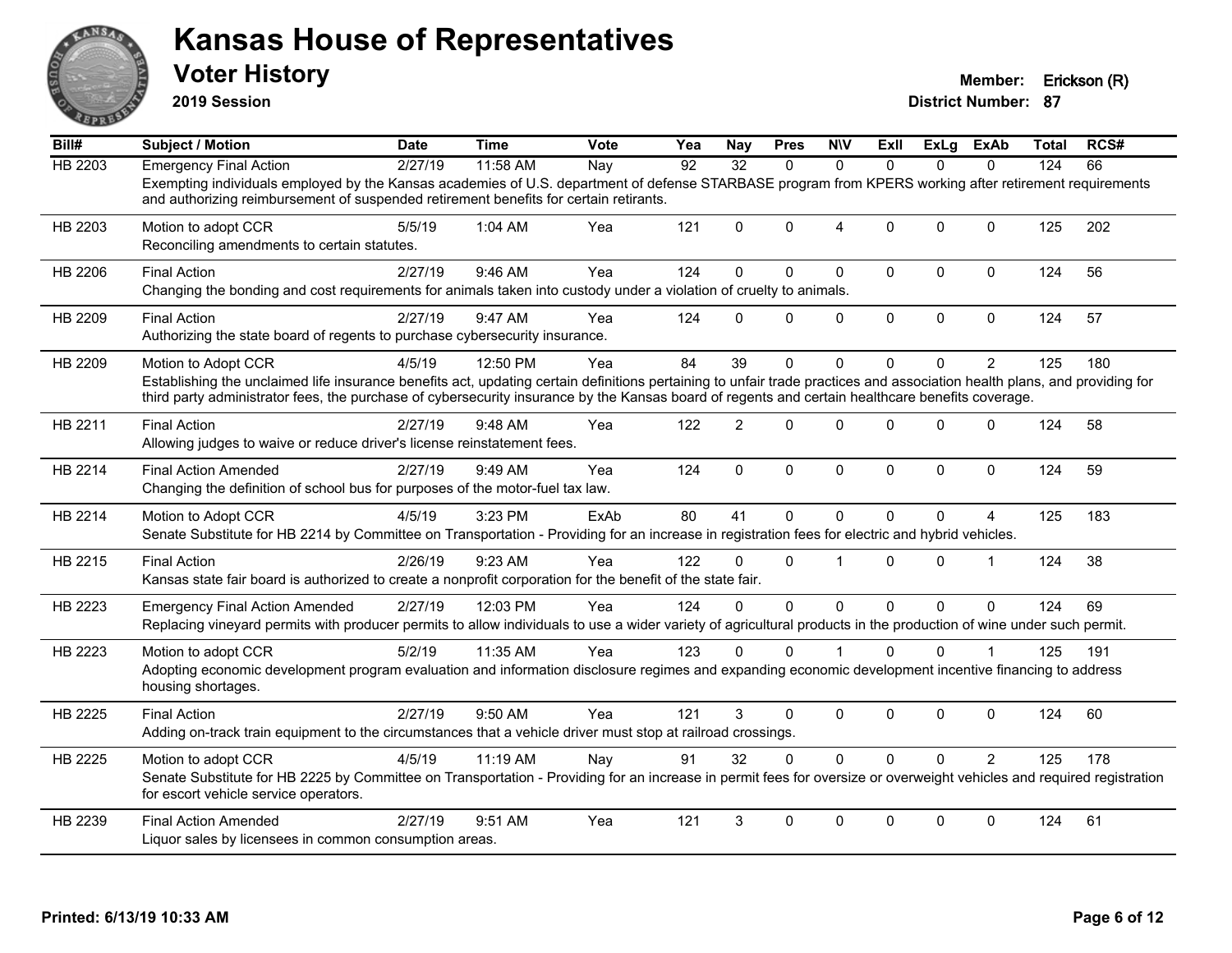# Kansas House of Representatives

## Voter History

**2019 Session**

**Member:** Erickson (R)
**District Number:** 87

| Bill# | Subject / Motion | Date | Time | Vote | Yea | Nay | Pres | N\V | ExII | ExLg | ExAb | Total | RCS# |
|---|---|---|---|---|---|---|---|---|---|---|---|---|---|
| HB 2203 | Emergency Final Action | 2/27/19 | 11:58 AM | Nay | 92 | 32 | 0 | 0 | 0 | 0 | 0 | 124 | 66 |
| | Exempting individuals employed by the Kansas academies of U.S. department of defense STARBASE program from KPERS working after retirement requirements and authorizing reimbursement of suspended retirement benefits for certain retirants. | | | | | | | | | | | | |
| HB 2203 | Motion to adopt CCR | 5/5/19 | 1:04 AM | Yea | 121 | 0 | 0 | 4 | 0 | 0 | 0 | 125 | 202 |
| | Reconciling amendments to certain statutes. | | | | | | | | | | | | |
| HB 2206 | Final Action | 2/27/19 | 9:46 AM | Yea | 124 | 0 | 0 | 0 | 0 | 0 | 0 | 124 | 56 |
| | Changing the bonding and cost requirements for animals taken into custody under a violation of cruelty to animals. | | | | | | | | | | | | |
| HB 2209 | Final Action | 2/27/19 | 9:47 AM | Yea | 124 | 0 | 0 | 0 | 0 | 0 | 0 | 124 | 57 |
| | Authorizing the state board of regents to purchase cybersecurity insurance. | | | | | | | | | | | | |
| HB 2209 | Motion to Adopt CCR | 4/5/19 | 12:50 PM | Yea | 84 | 39 | 0 | 0 | 0 | 0 | 2 | 125 | 180 |
| | Establishing the unclaimed life insurance benefits act, updating certain definitions pertaining to unfair trade practices and association health plans, and providing for third party administrator fees, the purchase of cybersecurity insurance by the Kansas board of regents and certain healthcare benefits coverage. | | | | | | | | | | | | |
| HB 2211 | Final Action | 2/27/19 | 9:48 AM | Yea | 122 | 2 | 0 | 0 | 0 | 0 | 0 | 124 | 58 |
| | Allowing judges to waive or reduce driver's license reinstatement fees. | | | | | | | | | | | | |
| HB 2214 | Final Action Amended | 2/27/19 | 9:49 AM | Yea | 124 | 0 | 0 | 0 | 0 | 0 | 0 | 124 | 59 |
| | Changing the definition of school bus for purposes of the motor-fuel tax law. | | | | | | | | | | | | |
| HB 2214 | Motion to Adopt CCR | 4/5/19 | 3:23 PM | ExAb | 80 | 41 | 0 | 0 | 0 | 0 | 4 | 125 | 183 |
| | Senate Substitute for HB 2214 by Committee on Transportation - Providing for an increase in registration fees for electric and hybrid vehicles. | | | | | | | | | | | | |
| HB 2215 | Final Action | 2/26/19 | 9:23 AM | Yea | 122 | 0 | 0 | 1 | 0 | 0 | 1 | 124 | 38 |
| | Kansas state fair board is authorized to create a nonprofit corporation for the benefit of the state fair. | | | | | | | | | | | | |
| HB 2223 | Emergency Final Action Amended | 2/27/19 | 12:03 PM | Yea | 124 | 0 | 0 | 0 | 0 | 0 | 0 | 124 | 69 |
| | Replacing vineyard permits with producer permits to allow individuals to use a wider variety of agricultural products in the production of wine under such permit. | | | | | | | | | | | | |
| HB 2223 | Motion to adopt CCR | 5/2/19 | 11:35 AM | Yea | 123 | 0 | 0 | 1 | 0 | 0 | 1 | 125 | 191 |
| | Adopting economic development program evaluation and information disclosure regimes and expanding economic development incentive financing to address housing shortages. | | | | | | | | | | | | |
| HB 2225 | Final Action | 2/27/19 | 9:50 AM | Yea | 121 | 3 | 0 | 0 | 0 | 0 | 0 | 124 | 60 |
| | Adding on-track train equipment to the circumstances that a vehicle driver must stop at railroad crossings. | | | | | | | | | | | | |
| HB 2225 | Motion to adopt CCR | 4/5/19 | 11:19 AM | Nay | 91 | 32 | 0 | 0 | 0 | 0 | 2 | 125 | 178 |
| | Senate Substitute for HB 2225 by Committee on Transportation - Providing for an increase in permit fees for oversize or overweight vehicles and required registration for escort vehicle service operators. | | | | | | | | | | | | |
| HB 2239 | Final Action Amended | 2/27/19 | 9:51 AM | Yea | 121 | 3 | 0 | 0 | 0 | 0 | 0 | 124 | 61 |
| | Liquor sales by licensees in common consumption areas. | | | | | | | | | | | | |

**Printed: 6/13/19 10:33 AM**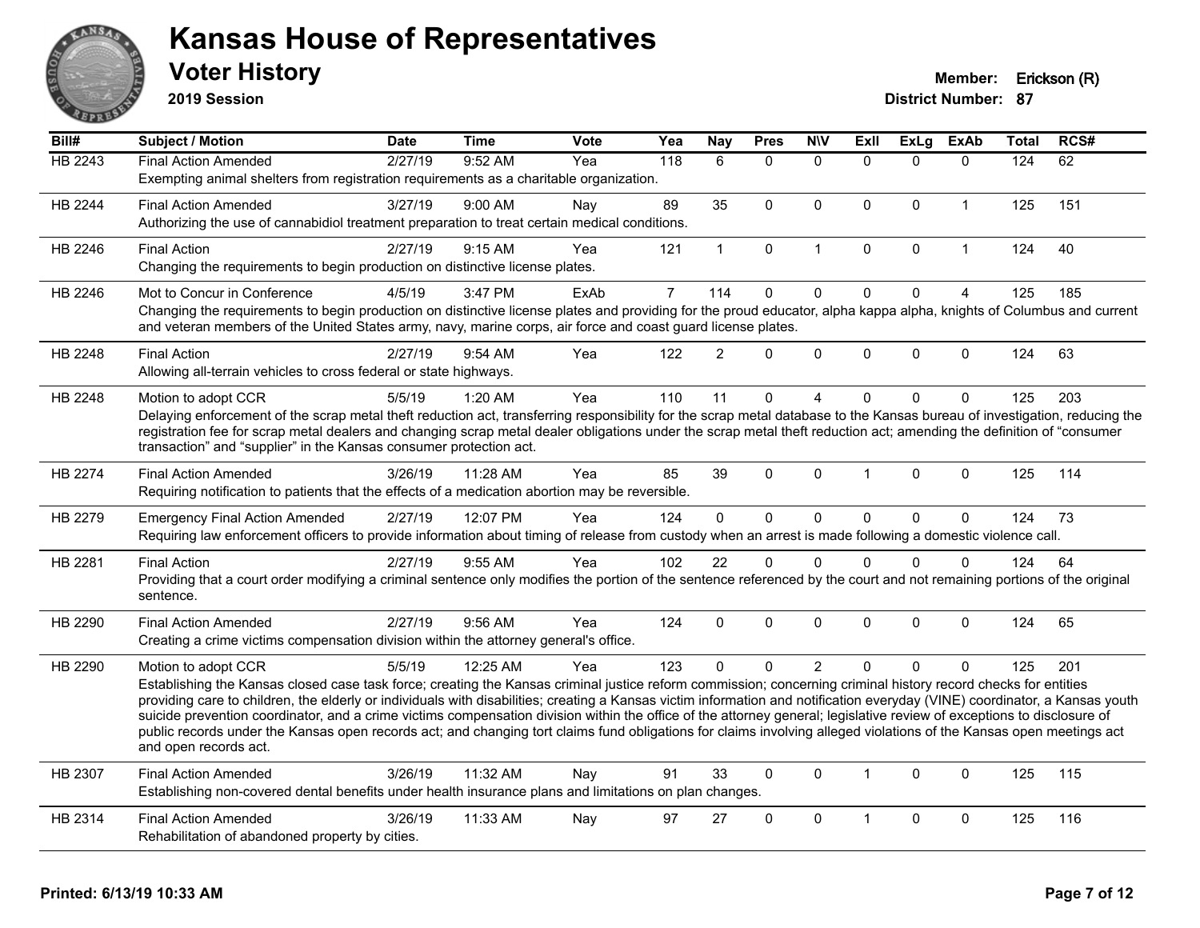# Kansas House of Representatives

## Voter History

**2019 Session**

**Member:** Erickson (R)
**District Number:** 87

| Bill# | Subject / Motion | Date | Time | Vote | Yea | Nay | Pres | N\V | ExII | ExLg | ExAb | Total | RCS# |
|---|---|---|---|---|---|---|---|---|---|---|---|---|---|
| HB 2243 | Final Action Amended | 2/27/19 | 9:52 AM | Yea | 118 | 6 | 0 | 0 | 0 | 0 | 0 | 124 | 62 |
| | Exempting animal shelters from registration requirements as a charitable organization. | | | | | | | | | | | | |
| HB 2244 | Final Action Amended | 3/27/19 | 9:00 AM | Nay | 89 | 35 | 0 | 0 | 0 | 0 | 1 | 125 | 151 |
| | Authorizing the use of cannabidiol treatment preparation to treat certain medical conditions. | | | | | | | | | | | | |
| HB 2246 | Final Action | 2/27/19 | 9:15 AM | Yea | 121 | 1 | 0 | 1 | 0 | 0 | 1 | 124 | 40 |
| | Changing the requirements to begin production on distinctive license plates. | | | | | | | | | | | | |
| HB 2246 | Mot to Concur in Conference | 4/5/19 | 3:47 PM | ExAb | 7 | 114 | 0 | 0 | 0 | 0 | 4 | 125 | 185 |
| | Changing the requirements to begin production on distinctive license plates and providing for the proud educator, alpha kappa alpha, knights of Columbus and current and veteran members of the United States army, navy, marine corps, air force and coast guard license plates. | | | | | | | | | | | | |
| HB 2248 | Final Action | 2/27/19 | 9:54 AM | Yea | 122 | 2 | 0 | 0 | 0 | 0 | 0 | 124 | 63 |
| | Allowing all-terrain vehicles to cross federal or state highways. | | | | | | | | | | | | |
| HB 2248 | Motion to adopt CCR | 5/5/19 | 1:20 AM | Yea | 110 | 11 | 0 | 4 | 0 | 0 | 0 | 125 | 203 |
| | Delaying enforcement of the scrap metal theft reduction act, transferring responsibility for the scrap metal database to the Kansas bureau of investigation, reducing the registration fee for scrap metal dealers and changing scrap metal dealer obligations under the scrap metal theft reduction act; amending the definition of "consumer transaction" and "supplier" in the Kansas consumer protection act. | | | | | | | | | | | | |
| HB 2274 | Final Action Amended | 3/26/19 | 11:28 AM | Yea | 85 | 39 | 0 | 0 | 1 | 0 | 0 | 125 | 114 |
| | Requiring notification to patients that the effects of a medication abortion may be reversible. | | | | | | | | | | | | |
| HB 2279 | Emergency Final Action Amended | 2/27/19 | 12:07 PM | Yea | 124 | 0 | 0 | 0 | 0 | 0 | 0 | 124 | 73 |
| | Requiring law enforcement officers to provide information about timing of release from custody when an arrest is made following a domestic violence call. | | | | | | | | | | | | |
| HB 2281 | Final Action | 2/27/19 | 9:55 AM | Yea | 102 | 22 | 0 | 0 | 0 | 0 | 0 | 124 | 64 |
| | Providing that a court order modifying a criminal sentence only modifies the portion of the sentence referenced by the court and not remaining portions of the original sentence. | | | | | | | | | | | | |
| HB 2290 | Final Action Amended | 2/27/19 | 9:56 AM | Yea | 124 | 0 | 0 | 0 | 0 | 0 | 0 | 124 | 65 |
| | Creating a crime victims compensation division within the attorney general's office. | | | | | | | | | | | | |
| HB 2290 | Motion to adopt CCR | 5/5/19 | 12:25 AM | Yea | 123 | 0 | 0 | 2 | 0 | 0 | 0 | 125 | 201 |
| | Establishing the Kansas closed case task force; creating the Kansas criminal justice reform commission; concerning criminal history record checks for entities providing care to children, the elderly or individuals with disabilities; creating a Kansas victim information and notification everyday (VINE) coordinator, a Kansas youth suicide prevention coordinator, and a crime victims compensation division within the office of the attorney general; legislative review of exceptions to disclosure of public records under the Kansas open records act; and changing tort claims fund obligations for claims involving alleged violations of the Kansas open meetings act and open records act. | | | | | | | | | | | | |
| HB 2307 | Final Action Amended | 3/26/19 | 11:32 AM | Nay | 91 | 33 | 0 | 0 | 1 | 0 | 0 | 125 | 115 |
| | Establishing non-covered dental benefits under health insurance plans and limitations on plan changes. | | | | | | | | | | | | |
| HB 2314 | Final Action Amended | 3/26/19 | 11:33 AM | Nay | 97 | 27 | 0 | 0 | 1 | 0 | 0 | 125 | 116 |
| | Rehabilitation of abandoned property by cities. | | | | | | | | | | | | |

**Printed: 6/13/19 10:33 AM**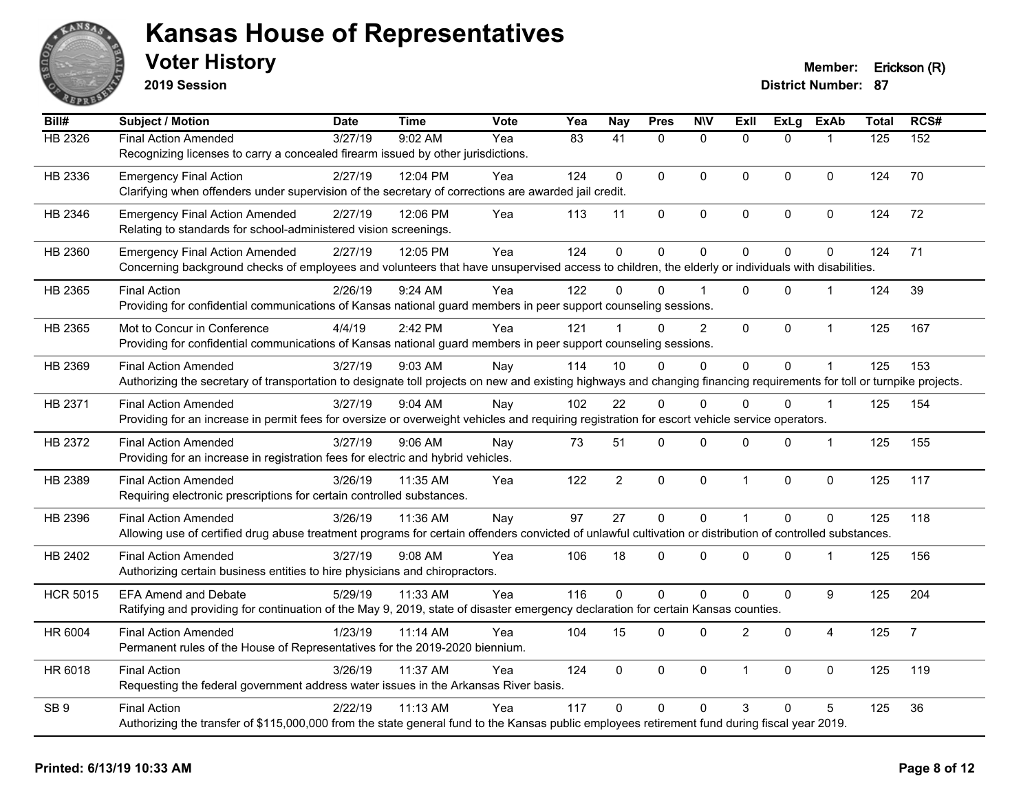# Kansas House of Representatives

## Voter History

**2019 Session**

**Member:** Erickson (R)
**District Number:** 87

| Bill# | Subject / Motion | Date | Time | Vote | Yea | Nay | Pres | N\V | ExII | ExLg | ExAb | Total | RCS# |
|---|---|---|---|---|---|---|---|---|---|---|---|---|---|
| HB 2326 | Final Action Amended | 3/27/19 | 9:02 AM | Yea | 83 | 41 | 0 | 0 | 0 | 0 | 1 | 125 | 152 |
| | Recognizing licenses to carry a concealed firearm issued by other jurisdictions. | | | | | | | | | | | | |
| HB 2336 | Emergency Final Action | 2/27/19 | 12:04 PM | Yea | 124 | 0 | 0 | 0 | 0 | 0 | 0 | 124 | 70 |
| | Clarifying when offenders under supervision of the secretary of corrections are awarded jail credit. | | | | | | | | | | | | |
| HB 2346 | Emergency Final Action Amended | 2/27/19 | 12:06 PM | Yea | 113 | 11 | 0 | 0 | 0 | 0 | 0 | 124 | 72 |
| | Relating to standards for school-administered vision screenings. | | | | | | | | | | | | |
| HB 2360 | Emergency Final Action Amended | 2/27/19 | 12:05 PM | Yea | 124 | 0 | 0 | 0 | 0 | 0 | 0 | 124 | 71 |
| | Concerning background checks of employees and volunteers that have unsupervised access to children, the elderly or individuals with disabilities. | | | | | | | | | | | | |
| HB 2365 | Final Action | 2/26/19 | 9:24 AM | Yea | 122 | 0 | 0 | 1 | 0 | 0 | 1 | 124 | 39 |
| | Providing for confidential communications of Kansas national guard members in peer support counseling sessions. | | | | | | | | | | | | |
| HB 2365 | Mot to Concur in Conference | 4/4/19 | 2:42 PM | Yea | 121 | 1 | 0 | 2 | 0 | 0 | 1 | 125 | 167 |
| | Providing for confidential communications of Kansas national guard members in peer support counseling sessions. | | | | | | | | | | | | |
| HB 2369 | Final Action Amended | 3/27/19 | 9:03 AM | Nay | 114 | 10 | 0 | 0 | 0 | 0 | 1 | 125 | 153 |
| | Authorizing the secretary of transportation to designate toll projects on new and existing highways and changing financing requirements for toll or turnpike projects. | | | | | | | | | | | | |
| HB 2371 | Final Action Amended | 3/27/19 | 9:04 AM | Nay | 102 | 22 | 0 | 0 | 0 | 0 | 1 | 125 | 154 |
| | Providing for an increase in permit fees for oversize or overweight vehicles and requiring registration for escort vehicle service operators. | | | | | | | | | | | | |
| HB 2372 | Final Action Amended | 3/27/19 | 9:06 AM | Nay | 73 | 51 | 0 | 0 | 0 | 0 | 1 | 125 | 155 |
| | Providing for an increase in registration fees for electric and hybrid vehicles. | | | | | | | | | | | | |
| HB 2389 | Final Action Amended | 3/26/19 | 11:35 AM | Yea | 122 | 2 | 0 | 0 | 1 | 0 | 0 | 125 | 117 |
| | Requiring electronic prescriptions for certain controlled substances. | | | | | | | | | | | | |
| HB 2396 | Final Action Amended | 3/26/19 | 11:36 AM | Nay | 97 | 27 | 0 | 0 | 1 | 0 | 0 | 125 | 118 |
| | Allowing use of certified drug abuse treatment programs for certain offenders convicted of unlawful cultivation or distribution of controlled substances. | | | | | | | | | | | | |
| HB 2402 | Final Action Amended | 3/27/19 | 9:08 AM | Yea | 106 | 18 | 0 | 0 | 0 | 0 | 1 | 125 | 156 |
| | Authorizing certain business entities to hire physicians and chiropractors. | | | | | | | | | | | | |
| HCR 5015 | EFA Amend and Debate | 5/29/19 | 11:33 AM | Yea | 116 | 0 | 0 | 0 | 0 | 0 | 9 | 125 | 204 |
| | Ratifying and providing for continuation of the May 9, 2019, state of disaster emergency declaration for certain Kansas counties. | | | | | | | | | | | | |
| HR 6004 | Final Action Amended | 1/23/19 | 11:14 AM | Yea | 104 | 15 | 0 | 0 | 2 | 0 | 4 | 125 | 7 |
| | Permanent rules of the House of Representatives for the 2019-2020 biennium. | | | | | | | | | | | | |
| HR 6018 | Final Action | 3/26/19 | 11:37 AM | Yea | 124 | 0 | 0 | 0 | 1 | 0 | 0 | 125 | 119 |
| | Requesting the federal government address water issues in the Arkansas River basis. | | | | | | | | | | | | |
| SB 9 | Final Action | 2/22/19 | 11:13 AM | Yea | 117 | 0 | 0 | 0 | 3 | 0 | 5 | 125 | 36 |
| | Authorizing the transfer of $115,000,000 from the state general fund to the Kansas public employees retirement fund during fiscal year 2019. | | | | | | | | | | | | |

**Printed: 6/13/19 10:33 AM**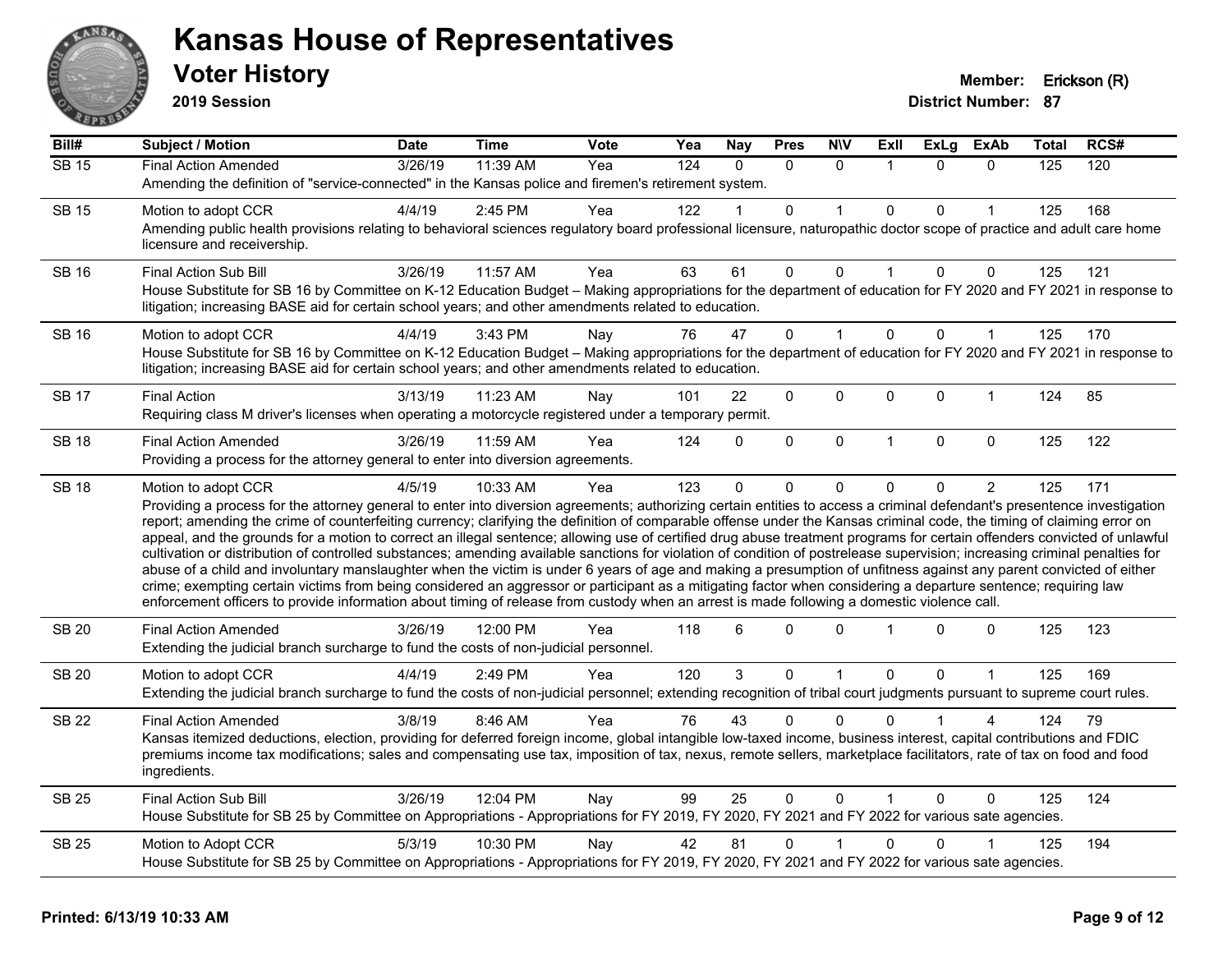# Kansas House of Representatives

## Voter History

**2019 Session**

**Member:** Erickson (R)
**District Number:** 87

| Bill# | Subject / Motion | Date | Time | Vote | Yea | Nay | Pres | N\V | ExII | ExLg | ExAb | Total | RCS# |
|---|---|---|---|---|---|---|---|---|---|---|---|---|---|
| SB 15 | Final Action Amended | 3/26/19 | 11:39 AM | Yea | 124 | 0 | 0 | 0 | 1 | 0 | 0 | 125 | 120 |
| | Amending the definition of "service-connected" in the Kansas police and firemen's retirement system. | | | | | | | | | | | | |
| SB 15 | Motion to adopt CCR | 4/4/19 | 2:45 PM | Yea | 122 | 1 | 0 | 1 | 0 | 0 | 1 | 125 | 168 |
| | Amending public health provisions relating to behavioral sciences regulatory board professional licensure, naturopathic doctor scope of practice and adult care home licensure and receivership. | | | | | | | | | | | | |
| SB 16 | Final Action Sub Bill | 3/26/19 | 11:57 AM | Yea | 63 | 61 | 0 | 0 | 1 | 0 | 0 | 125 | 121 |
| | House Substitute for SB 16 by Committee on K-12 Education Budget – Making appropriations for the department of education for FY 2020 and FY 2021 in response to litigation; increasing BASE aid for certain school years; and other amendments related to education. | | | | | | | | | | | | |
| SB 16 | Motion to adopt CCR | 4/4/19 | 3:43 PM | Nay | 76 | 47 | 0 | 1 | 0 | 0 | 1 | 125 | 170 |
| | House Substitute for SB 16 by Committee on K-12 Education Budget – Making appropriations for the department of education for FY 2020 and FY 2021 in response to litigation; increasing BASE aid for certain school years; and other amendments related to education. | | | | | | | | | | | | |
| SB 17 | Final Action | 3/13/19 | 11:23 AM | Nay | 101 | 22 | 0 | 0 | 0 | 0 | 1 | 124 | 85 |
| | Requiring class M driver's licenses when operating a motorcycle registered under a temporary permit. | | | | | | | | | | | | |
| SB 18 | Final Action Amended | 3/26/19 | 11:59 AM | Yea | 124 | 0 | 0 | 0 | 1 | 0 | 0 | 125 | 122 |
| | Providing a process for the attorney general to enter into diversion agreements. | | | | | | | | | | | | |
| SB 18 | Motion to adopt CCR | 4/5/19 | 10:33 AM | Yea | 123 | 0 | 0 | 0 | 0 | 0 | 2 | 125 | 171 |
| | Providing a process for the attorney general to enter into diversion agreements; authorizing certain entities to access a criminal defendant's presentence investigation report; amending the crime of counterfeiting currency; clarifying the definition of comparable offense under the Kansas criminal code, the timing of claiming error on appeal, and the grounds for a motion to correct an illegal sentence; allowing use of certified drug abuse treatment programs for certain offenders convicted of unlawful cultivation or distribution of controlled substances; amending available sanctions for violation of condition of postrelease supervision; increasing criminal penalties for abuse of a child and involuntary manslaughter when the victim is under 6 years of age and making a presumption of unfitness against any parent convicted of either crime; exempting certain victims from being considered an aggressor or participant as a mitigating factor when considering a departure sentence; requiring law enforcement officers to provide information about timing of release from custody when an arrest is made following a domestic violence call. | | | | | | | | | | | | |
| SB 20 | Final Action Amended | 3/26/19 | 12:00 PM | Yea | 118 | 6 | 0 | 0 | 1 | 0 | 0 | 125 | 123 |
| | Extending the judicial branch surcharge to fund the costs of non-judicial personnel. | | | | | | | | | | | | |
| SB 20 | Motion to adopt CCR | 4/4/19 | 2:49 PM | Yea | 120 | 3 | 0 | 1 | 0 | 0 | 1 | 125 | 169 |
| | Extending the judicial branch surcharge to fund the costs of non-judicial personnel; extending recognition of tribal court judgments pursuant to supreme court rules. | | | | | | | | | | | | |
| SB 22 | Final Action Amended | 3/8/19 | 8:46 AM | Yea | 76 | 43 | 0 | 0 | 0 | 1 | 4 | 124 | 79 |
| | Kansas itemized deductions, election, providing for deferred foreign income, global intangible low-taxed income, business interest, capital contributions and FDIC premiums income tax modifications; sales and compensating use tax, imposition of tax, nexus, remote sellers, marketplace facilitators, rate of tax on food and food ingredients. | | | | | | | | | | | | |
| SB 25 | Final Action Sub Bill | 3/26/19 | 12:04 PM | Nay | 99 | 25 | 0 | 0 | 1 | 0 | 0 | 125 | 124 |
| | House Substitute for SB 25 by Committee on Appropriations - Appropriations for FY 2019, FY 2020, FY 2021 and FY 2022 for various sate agencies. | | | | | | | | | | | | |
| SB 25 | Motion to Adopt CCR | 5/3/19 | 10:30 PM | Nay | 42 | 81 | 0 | 1 | 0 | 0 | 1 | 125 | 194 |
| | House Substitute for SB 25 by Committee on Appropriations - Appropriations for FY 2019, FY 2020, FY 2021 and FY 2022 for various sate agencies. | | | | | | | | | | | | |

Printed: 6/13/19 10:33 AM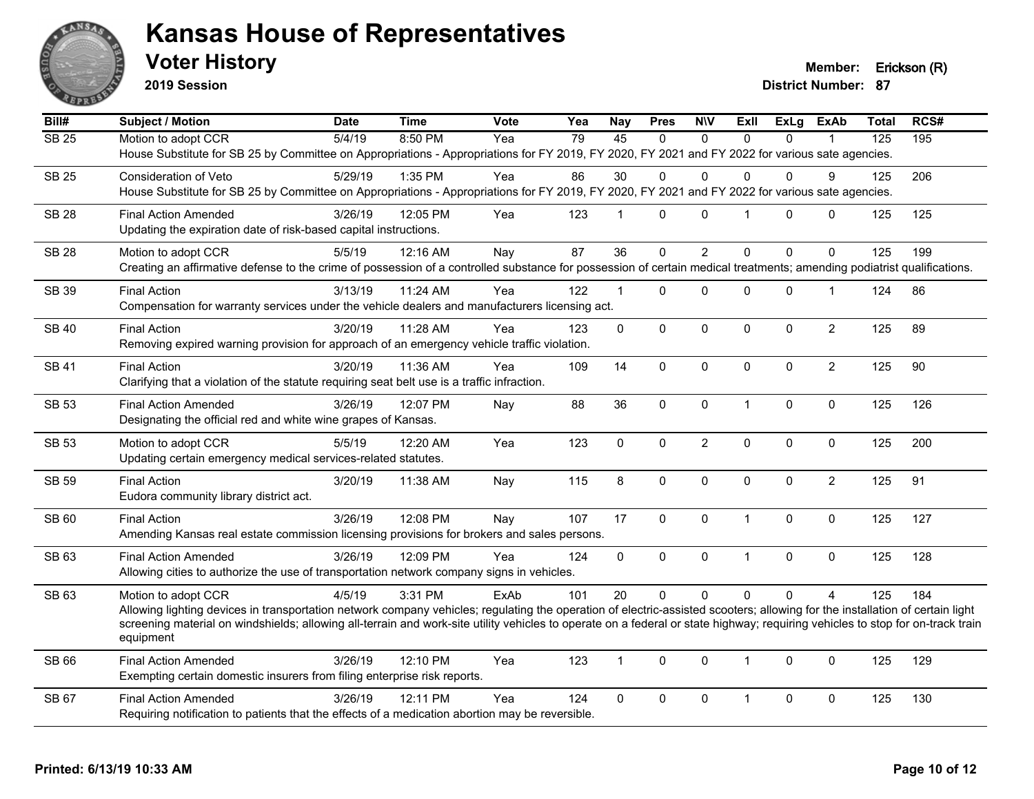# Kansas House of Representatives

## Voter History

**2019 Session**

**Member:** Erickson (R)
**District Number:** 87

| Bill# | Subject / Motion | Date | Time | Vote | Yea | Nay | Pres | N\V | ExII | ExLg | ExAb | Total | RCS# |
|---|---|---|---|---|---|---|---|---|---|---|---|---|---|
| SB 25 | Motion to adopt CCR | 5/4/19 | 8:50 PM | Yea | 79 | 45 | 0 | 0 | 0 | 0 | 1 | 125 | 195 |
| | House Substitute for SB 25 by Committee on Appropriations - Appropriations for FY 2019, FY 2020, FY 2021 and FY 2022 for various sate agencies. | | | | | | | | | | | | |
| SB 25 | Consideration of Veto | 5/29/19 | 1:35 PM | Yea | 86 | 30 | 0 | 0 | 0 | 0 | 9 | 125 | 206 |
| | House Substitute for SB 25 by Committee on Appropriations - Appropriations for FY 2019, FY 2020, FY 2021 and FY 2022 for various sate agencies. | | | | | | | | | | | | |
| SB 28 | Final Action Amended | 3/26/19 | 12:05 PM | Yea | 123 | 1 | 0 | 0 | 1 | 0 | 0 | 125 | 125 |
| | Updating the expiration date of risk-based capital instructions. | | | | | | | | | | | | |
| SB 28 | Motion to adopt CCR | 5/5/19 | 12:16 AM | Nay | 87 | 36 | 0 | 2 | 0 | 0 | 0 | 125 | 199 |
| | Creating an affirmative defense to the crime of possession of a controlled substance for possession of certain medical treatments; amending podiatrist qualifications. | | | | | | | | | | | | |
| SB 39 | Final Action | 3/13/19 | 11:24 AM | Yea | 122 | 1 | 0 | 0 | 0 | 0 | 1 | 124 | 86 |
| | Compensation for warranty services under the vehicle dealers and manufacturers licensing act. | | | | | | | | | | | | |
| SB 40 | Final Action | 3/20/19 | 11:28 AM | Yea | 123 | 0 | 0 | 0 | 0 | 0 | 2 | 125 | 89 |
| | Removing expired warning provision for approach of an emergency vehicle traffic violation. | | | | | | | | | | | | |
| SB 41 | Final Action | 3/20/19 | 11:36 AM | Yea | 109 | 14 | 0 | 0 | 0 | 0 | 2 | 125 | 90 |
| | Clarifying that a violation of the statute requiring seat belt use is a traffic infraction. | | | | | | | | | | | | |
| SB 53 | Final Action Amended | 3/26/19 | 12:07 PM | Nay | 88 | 36 | 0 | 0 | 1 | 0 | 0 | 125 | 126 |
| | Designating the official red and white wine grapes of Kansas. | | | | | | | | | | | | |
| SB 53 | Motion to adopt CCR | 5/5/19 | 12:20 AM | Yea | 123 | 0 | 0 | 2 | 0 | 0 | 0 | 125 | 200 |
| | Updating certain emergency medical services-related statutes. | | | | | | | | | | | | |
| SB 59 | Final Action | 3/20/19 | 11:38 AM | Nay | 115 | 8 | 0 | 0 | 0 | 0 | 2 | 125 | 91 |
| | Eudora community library district act. | | | | | | | | | | | | |
| SB 60 | Final Action | 3/26/19 | 12:08 PM | Nay | 107 | 17 | 0 | 0 | 1 | 0 | 0 | 125 | 127 |
| | Amending Kansas real estate commission licensing provisions for brokers and sales persons. | | | | | | | | | | | | |
| SB 63 | Final Action Amended | 3/26/19 | 12:09 PM | Yea | 124 | 0 | 0 | 0 | 1 | 0 | 0 | 125 | 128 |
| | Allowing cities to authorize the use of transportation network company signs in vehicles. | | | | | | | | | | | | |
| SB 63 | Motion to adopt CCR | 4/5/19 | 3:31 PM | ExAb | 101 | 20 | 0 | 0 | 0 | 0 | 4 | 125 | 184 |
| | Allowing lighting devices in transportation network company vehicles; regulating the operation of electric-assisted scooters; allowing for the installation of certain light screening material on windshields; allowing all-terrain and work-site utility vehicles to operate on a federal or state highway; requiring vehicles to stop for on-track train equipment | | | | | | | | | | | | |
| SB 66 | Final Action Amended | 3/26/19 | 12:10 PM | Yea | 123 | 1 | 0 | 0 | 1 | 0 | 0 | 125 | 129 |
| | Exempting certain domestic insurers from filing enterprise risk reports. | | | | | | | | | | | | |
| SB 67 | Final Action Amended | 3/26/19 | 12:11 PM | Yea | 124 | 0 | 0 | 0 | 1 | 0 | 0 | 125 | 130 |
| | Requiring notification to patients that the effects of a medication abortion may be reversible. | | | | | | | | | | | | |

Printed: 6/13/19 10:33 AM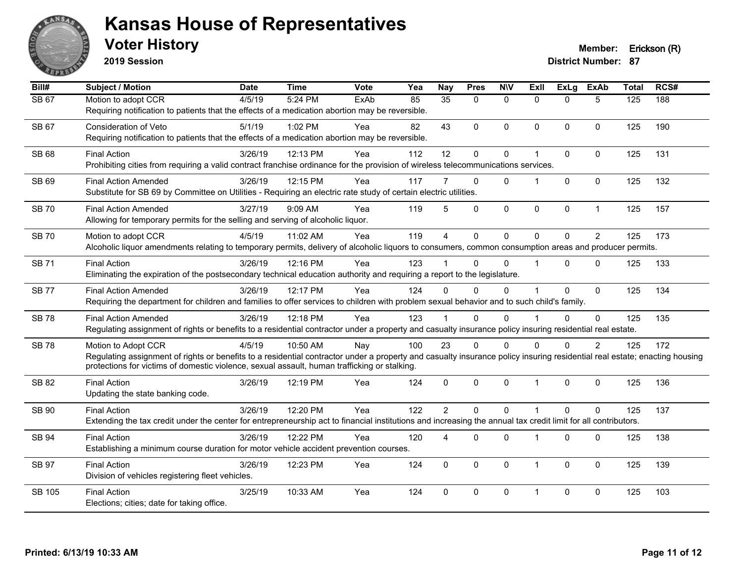# Kansas House of Representatives

## Voter History

**2019 Session**

**Member:** Erickson (R)
**District Number:** 87

| Bill# | Subject / Motion | Date | Time | Vote | Yea | Nay | Pres | N\V | ExII | ExLg | ExAb | Total | RCS# |
|---|---|---|---|---|---|---|---|---|---|---|---|---|---|
| SB 67 | Motion to adopt CCR | 4/5/19 | 5:24 PM | ExAb | 85 | 35 | 0 | 0 | 0 | 0 | 5 | 125 | 188 |
| | Requiring notification to patients that the effects of a medication abortion may be reversible. | | | | | | | | | | | | |
| SB 67 | Consideration of Veto | 5/1/19 | 1:02 PM | Yea | 82 | 43 | 0 | 0 | 0 | 0 | 0 | 125 | 190 |
| | Requiring notification to patients that the effects of a medication abortion may be reversible. | | | | | | | | | | | | |
| SB 68 | Final Action | 3/26/19 | 12:13 PM | Yea | 112 | 12 | 0 | 0 | 1 | 0 | 0 | 125 | 131 |
| | Prohibiting cities from requiring a valid contract franchise ordinance for the provision of wireless telecommunications services. | | | | | | | | | | | | |
| SB 69 | Final Action Amended | 3/26/19 | 12:15 PM | Yea | 117 | 7 | 0 | 0 | 1 | 0 | 0 | 125 | 132 |
| | Substitute for SB 69 by Committee on Utilities - Requiring an electric rate study of certain electric utilities. | | | | | | | | | | | | |
| SB 70 | Final Action Amended | 3/27/19 | 9:09 AM | Yea | 119 | 5 | 0 | 0 | 0 | 0 | 1 | 125 | 157 |
| | Allowing for temporary permits for the selling and serving of alcoholic liquor. | | | | | | | | | | | | |
| SB 70 | Motion to adopt CCR | 4/5/19 | 11:02 AM | Yea | 119 | 4 | 0 | 0 | 0 | 0 | 2 | 125 | 173 |
| | Alcoholic liquor amendments relating to temporary permits, delivery of alcoholic liquors to consumers, common consumption areas and producer permits. | | | | | | | | | | | | |
| SB 71 | Final Action | 3/26/19 | 12:16 PM | Yea | 123 | 1 | 0 | 0 | 1 | 0 | 0 | 125 | 133 |
| | Eliminating the expiration of the postsecondary technical education authority and requiring a report to the legislature. | | | | | | | | | | | | |
| SB 77 | Final Action Amended | 3/26/19 | 12:17 PM | Yea | 124 | 0 | 0 | 0 | 1 | 0 | 0 | 125 | 134 |
| | Requiring the department for children and families to offer services to children with problem sexual behavior and to such child's family. | | | | | | | | | | | | |
| SB 78 | Final Action Amended | 3/26/19 | 12:18 PM | Yea | 123 | 1 | 0 | 0 | 1 | 0 | 0 | 125 | 135 |
| | Regulating assignment of rights or benefits to a residential contractor under a property and casualty insurance policy insuring residential real estate. | | | | | | | | | | | | |
| SB 78 | Motion to Adopt CCR | 4/5/19 | 10:50 AM | Nay | 100 | 23 | 0 | 0 | 0 | 0 | 2 | 125 | 172 |
| | Regulating assignment of rights or benefits to a residential contractor under a property and casualty insurance policy insuring residential real estate; enacting housing protections for victims of domestic violence, sexual assault, human trafficking or stalking. | | | | | | | | | | | | |
| SB 82 | Final Action | 3/26/19 | 12:19 PM | Yea | 124 | 0 | 0 | 0 | 1 | 0 | 0 | 125 | 136 |
| | Updating the state banking code. | | | | | | | | | | | | |
| SB 90 | Final Action | 3/26/19 | 12:20 PM | Yea | 122 | 2 | 0 | 0 | 1 | 0 | 0 | 125 | 137 |
| | Extending the tax credit under the center for entrepreneurship act to financial institutions and increasing the annual tax credit limit for all contributors. | | | | | | | | | | | | |
| SB 94 | Final Action | 3/26/19 | 12:22 PM | Yea | 120 | 4 | 0 | 0 | 1 | 0 | 0 | 125 | 138 |
| | Establishing a minimum course duration for motor vehicle accident prevention courses. | | | | | | | | | | | | |
| SB 97 | Final Action | 3/26/19 | 12:23 PM | Yea | 124 | 0 | 0 | 0 | 1 | 0 | 0 | 125 | 139 |
| | Division of vehicles registering fleet vehicles. | | | | | | | | | | | | |
| SB 105 | Final Action | 3/25/19 | 10:33 AM | Yea | 124 | 0 | 0 | 0 | 1 | 0 | 0 | 125 | 103 |
| | Elections; cities; date for taking office. | | | | | | | | | | | | |

Printed: 6/13/19 10:33 AM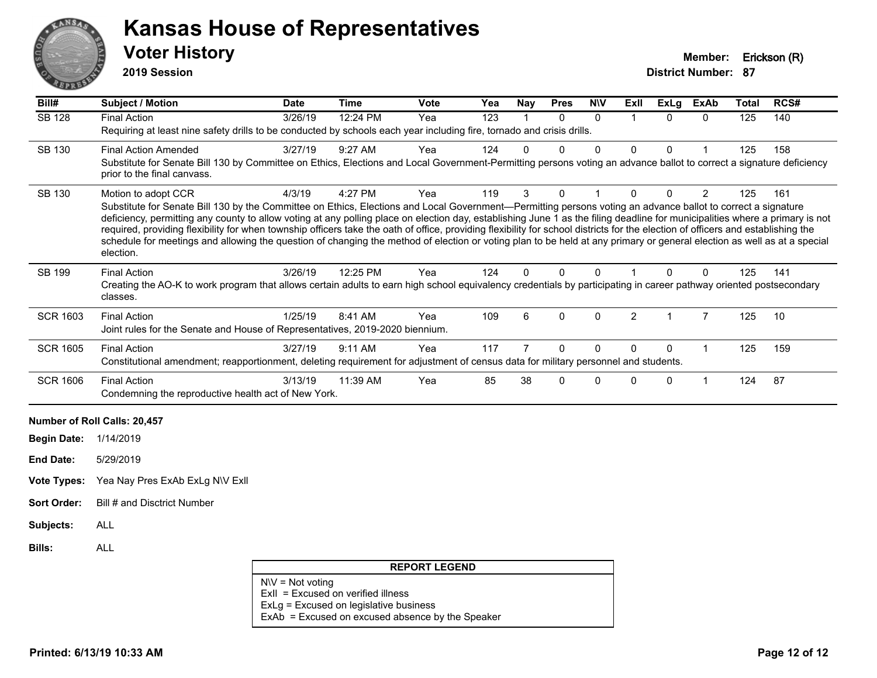# Kansas House of Representatives

## Voter History

**2019 Session**

**Member:** Erickson (R)
**District Number:** 87

| Bill# | Subject / Motion | Date | Time | Vote | Yea | Nay | Pres | N\V | ExIl | ExLg | ExAb | Total | RCS# |
|---|---|---|---|---|---|---|---|---|---|---|---|---|---|
| SB 128 | Final Action | 3/26/19 | 12:24 PM | Yea | 123 | 1 | 0 | 0 | 1 | 0 | 0 | 125 | 140 |
| | Requiring at least nine safety drills to be conducted by schools each year including fire, tornado and crisis drills. | | | | | | | | | | | | |
| SB 130 | Final Action Amended | 3/27/19 | 9:27 AM | Yea | 124 | 0 | 0 | 0 | 0 | 0 | 1 | 125 | 158 |
| | Substitute for Senate Bill 130 by Committee on Ethics, Elections and Local Government-Permitting persons voting an advance ballot to correct a signature deficiency prior to the final canvass. | | | | | | | | | | | | |
| SB 130 | Motion to adopt CCR | 4/3/19 | 4:27 PM | Yea | 119 | 3 | 0 | 1 | 0 | 0 | 2 | 125 | 161 |
| | Substitute for Senate Bill 130 by the Committee on Ethics, Elections and Local Government—Permitting persons voting an advance ballot to correct a signature deficiency, permitting any county to allow voting at any polling place on election day, establishing June 1 as the filing deadline for municipalities where a primary is not required, providing flexibility for when township officers take the oath of office, providing flexibility for school districts for the election of officers and establishing the schedule for meetings and allowing the question of changing the method of election or voting plan to be held at any primary or general election as well as at a special election. | | | | | | | | | | | | |
| SB 199 | Final Action | 3/26/19 | 12:25 PM | Yea | 124 | 0 | 0 | 0 | 1 | 0 | 0 | 125 | 141 |
| | Creating the AO-K to work program that allows certain adults to earn high school equivalency credentials by participating in career pathway oriented postsecondary classes. | | | | | | | | | | | | |
| SCR 1603 | Final Action | 1/25/19 | 8:41 AM | Yea | 109 | 6 | 0 | 0 | 2 | 1 | 7 | 125 | 10 |
| | Joint rules for the Senate and House of Representatives, 2019-2020 biennium. | | | | | | | | | | | | |
| SCR 1605 | Final Action | 3/27/19 | 9:11 AM | Yea | 117 | 7 | 0 | 0 | 0 | 0 | 1 | 125 | 159 |
| | Constitutional amendment; reapportionment, deleting requirement for adjustment of census data for military personnel and students. | | | | | | | | | | | | |
| SCR 1606 | Final Action | 3/13/19 | 11:39 AM | Yea | 85 | 38 | 0 | 0 | 0 | 0 | 1 | 124 | 87 |
| | Condemning the reproductive health act of New York. | | | | | | | | | | | | |

**Number of Roll Calls: 20,457**

**Begin Date:** 1/14/2019

**End Date:** 5/29/2019

**Vote Types:** Yea Nay Pres ExAb ExLg N\V ExIl

**Sort Order:** Bill # and Disctrict Number

**Subjects:** ALL

**Bills:** ALL

**REPORT LEGEND**

N\V = Not voting
ExIl = Excused on verified illness
ExLg = Excused on legislative business
ExAb = Excused on excused absence by the Speaker

**Printed: 6/13/19 10:33 AM**